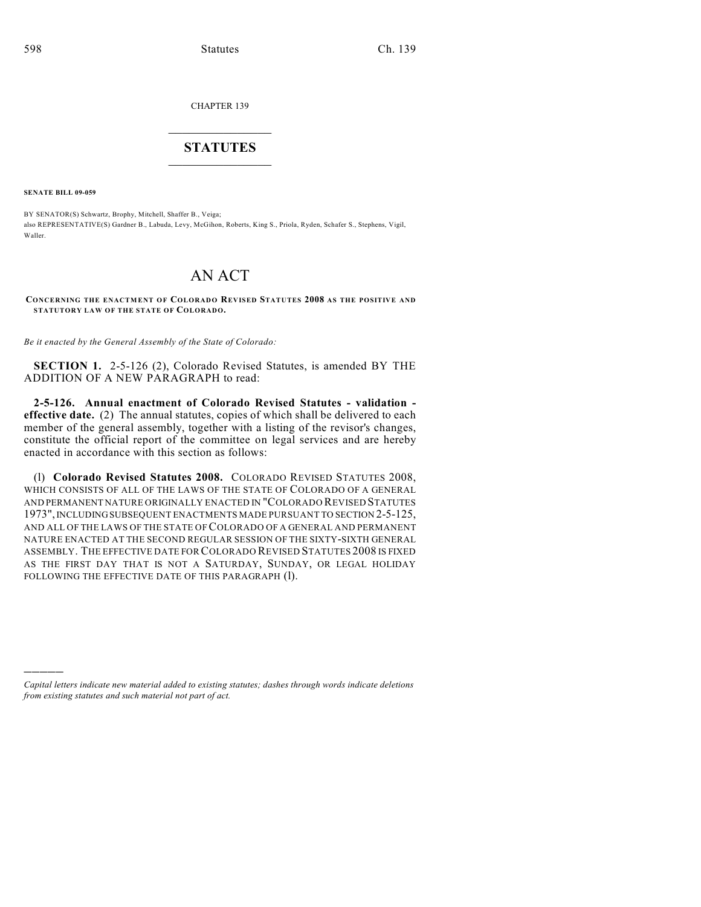CHAPTER 139

# STATUTES

**SENATE BILL 09-059**

BY SENATOR(S) Schwartz, Brophy, Mitchell, Shaffer B., Veiga;
also REPRESENTATIVE(S) Gardner B., Labuda, Levy, McGihon, Roberts, King S., Priola, Ryden, Schafer S., Stephens, Vigil, Waller.

# AN ACT

**CONCERNING THE ENACTMENT OF COLORADO REVISED STATUTES 2008 AS THE POSITIVE AND STATUTORY LAW OF THE STATE OF COLORADO.**

*Be it enacted by the General Assembly of the State of Colorado:*

**SECTION 1.** 2-5-126 (2), Colorado Revised Statutes, is amended BY THE ADDITION OF A NEW PARAGRAPH to read:

**2-5-126. Annual enactment of Colorado Revised Statutes - validation - effective date.** (2) The annual statutes, copies of which shall be delivered to each member of the general assembly, together with a listing of the revisor's changes, constitute the official report of the committee on legal services and are hereby enacted in accordance with this section as follows:

(l) **Colorado Revised Statutes 2008.** COLORADO REVISED STATUTES 2008, WHICH CONSISTS OF ALL OF THE LAWS OF THE STATE OF COLORADO OF A GENERAL AND PERMANENT NATURE ORIGINALLY ENACTED IN "COLORADO REVISED STATUTES 1973", INCLUDING SUBSEQUENT ENACTMENTS MADE PURSUANT TO SECTION 2-5-125, AND ALL OF THE LAWS OF THE STATE OF COLORADO OF A GENERAL AND PERMANENT NATURE ENACTED AT THE SECOND REGULAR SESSION OF THE SIXTY-SIXTH GENERAL ASSEMBLY. THE EFFECTIVE DATE FOR COLORADO REVISED STATUTES 2008 IS FIXED AS THE FIRST DAY THAT IS NOT A SATURDAY, SUNDAY, OR LEGAL HOLIDAY FOLLOWING THE EFFECTIVE DATE OF THIS PARAGRAPH (l).

---

*Capital letters indicate new material added to existing statutes; dashes through words indicate deletions from existing statutes and such material not part of act.*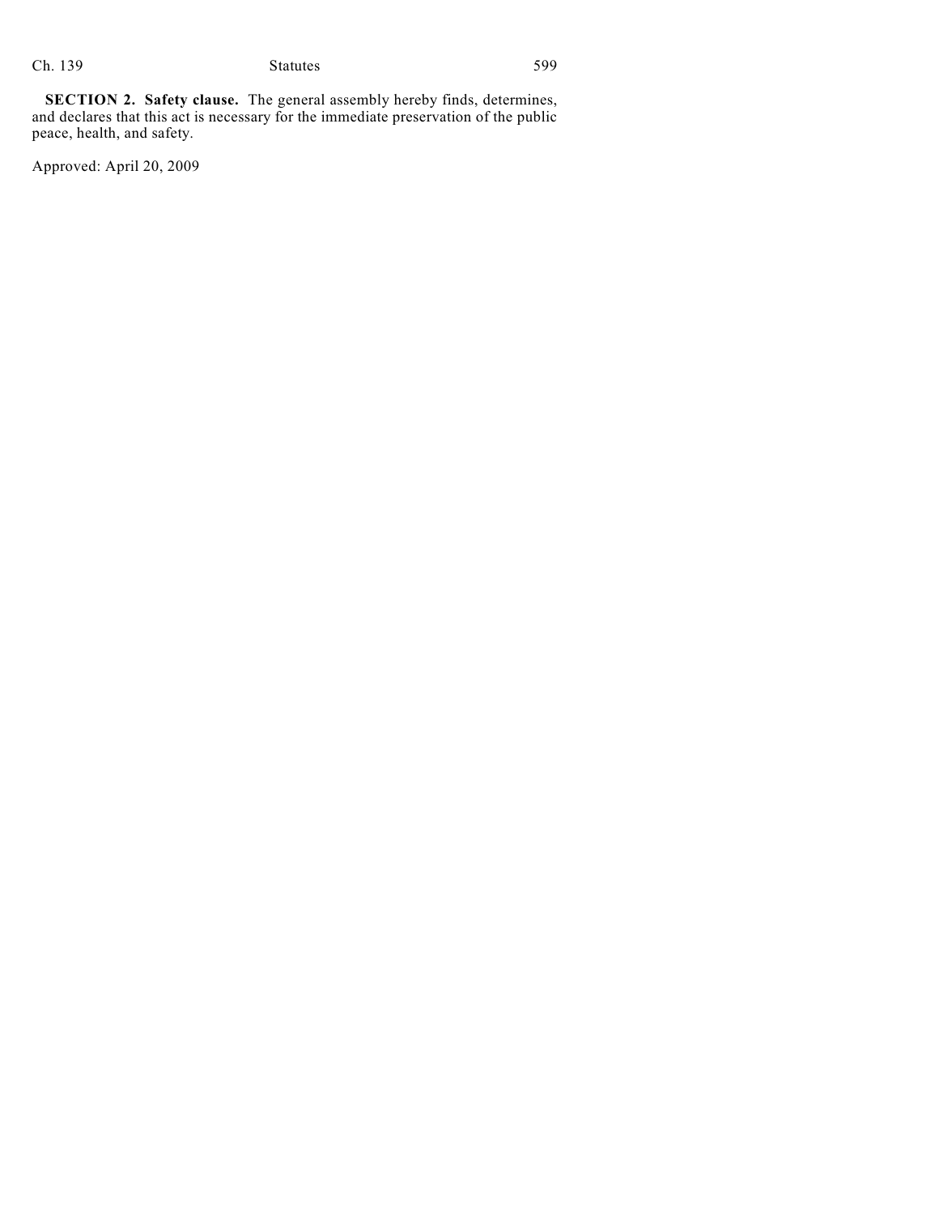**SECTION 2. Safety clause.** The general assembly hereby finds, determines, and declares that this act is necessary for the immediate preservation of the public peace, health, and safety.

Approved: April 20, 2009